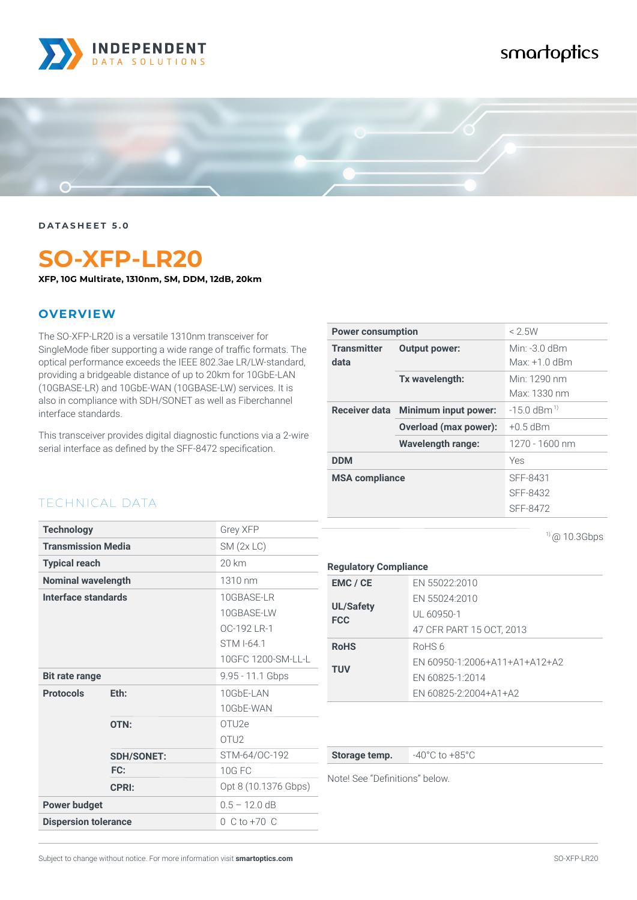DATASHEET 5.0

# SO-XFP-LR20

**XFP, 10G Multirate, 1310nm, SM, DDM, 12dB, 20km**

## OVERVIEW

The SO-XFP-LR20 is a versatile 1310nm transceiver for SingleMode fiber supporting a wide range of traffic formats. The optical performance exceeds the IEEE 802.3ae LR/LW-standard, providing a bridgeable distance of up to 20km for 10GbE-LAN (10GBASE-LR) and 10GbE-WAN (10GBASE-LW) services. It is also in compliance with SDH/SONET as well as Fiberchannel interface standards.

This transceiver provides digital diagnostic functions via a 2-wire serial interface as defined by the SFF-8472 specification.

## TECHNICAL DATA

| | | |
|---|---|---|
| **Technology** | | Grey XFP |
| **Transmission Media** | | SM (2x LC) |
| **Typical reach** | | 20 km |
| **Nominal wavelength** | | 1310 nm |
| **Interface standards** | | 10GBASE-LR<br>10GBASE-LW<br>OC-192 LR-1<br>STM I-64.1<br>10GFC 1200-SM-LL-L |
| **Bit rate range** | | 9.95 - 11.1 Gbps |
| **Protocols** | **Eth:** | 10GbE-LAN<br>10GbE-WAN |
| | **OTN:** | OTU2e<br>OTU2 |
| | **SDH/SONET:** | STM-64/OC-192 |
| | **FC:** | 10G FC |
| | **CPRI:** | Opt 8 (10.1376 Gbps) |
| **Power budget** | | 0.5 – 12.0 dB |
| **Dispersion tolerance** | | 0 C to +70 C |

| | | |
|---|---|---|
| **Power consumption** | | < 2.5W |
| **Transmitter data** | **Output power:** | Min: -3.0 dBm<br>Max: +1.0 dBm |
| | **Tx wavelength:** | Min: 1290 nm<br>Max: 1330 nm |
| **Receiver data** | **Minimum input power:** | -15.0 dBm [1] |
| | **Overload (max power):** | +0.5 dBm |
| | **Wavelength range:** | 1270 - 1600 nm |
| **DDM** | | Yes |
| **MSA compliance** | | SFF-8431<br>SFF-8432<br>SFF-8472 |

[1] @ 10.3Gbps

**Regulatory Compliance**

| | |
|---|---|
| **EMC / CE** | EN 55022:2010<br>EN 55024:2010 |
| **UL/Safety** | UL 60950-1 |
| **FCC** | 47 CFR PART 15 OCT, 2013 |
| **RoHS** | RoHS 6 |
| **TUV** | EN 60950-1:2006+A11+A1+A12+A2<br>EN 60825-1:2014<br>EN 60825-2:2004+A1+A2 |

| | |
|---|---|
| **Storage temp.** | -40°C to +85°C |

Note! See "Definitions" below.

Subject to change without notice. For more information visit **smartoptics.com**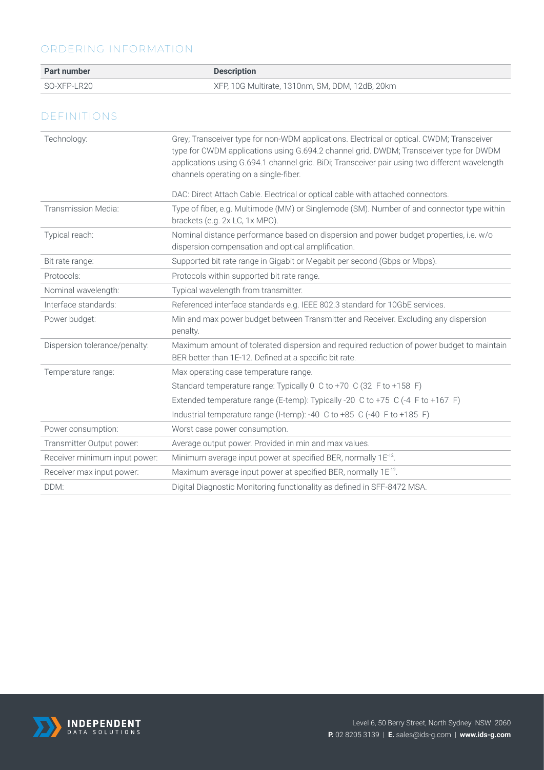## ORDERING INFORMATION

| Part number | Description |
|---|---|
| SO-XFP-LR20 | XFP, 10G Multirate, 1310nm, SM, DDM, 12dB, 20km |

## DEFINITIONS

| | |
|---|---|
| Technology: | Grey; Transceiver type for non-WDM applications. Electrical or optical. CWDM; Transceiver type for CWDM applications using G.694.2 channel grid. DWDM; Transceiver type for DWDM applications using G.694.1 channel grid. BiDi; Transceiver pair using two different wavelength channels operating on a single-fiber.<br><br>DAC: Direct Attach Cable. Electrical or optical cable with attached connectors. |
| Transmission Media: | Type of fiber, e.g. Multimode (MM) or Singlemode (SM). Number of and connector type within brackets (e.g. 2x LC, 1x MPO). |
| Typical reach: | Nominal distance performance based on dispersion and power budget properties, i.e. w/o dispersion compensation and optical amplification. |
| Bit rate range: | Supported bit rate range in Gigabit or Megabit per second (Gbps or Mbps). |
| Protocols: | Protocols within supported bit rate range. |
| Nominal wavelength: | Typical wavelength from transmitter. |
| Interface standards: | Referenced interface standards e.g. IEEE 802.3 standard for 10GbE services. |
| Power budget: | Min and max power budget between Transmitter and Receiver. Excluding any dispersion penalty. |
| Dispersion tolerance/penalty: | Maximum amount of tolerated dispersion and required reduction of power budget to maintain BER better than 1E-12. Defined at a specific bit rate. |
| Temperature range: | Max operating case temperature range.<br>Standard temperature range: Typically 0 C to +70 C (32 F to +158 F)<br>Extended temperature range (E-temp): Typically -20 C to +75 C (-4 F to +167 F)<br>Industrial temperature range (I-temp): -40 C to +85 C (-40 F to +185 F) |
| Power consumption: | Worst case power consumption. |
| Transmitter Output power: | Average output power. Provided in min and max values. |
| Receiver minimum input power: | Minimum average input power at specified BER, normally $1E^{-12}$. |
| Receiver max input power: | Maximum average input power at specified BER, normally $1E^{-12}$. |
| DDM: | Digital Diagnostic Monitoring functionality as defined in SFF-8472 MSA. |